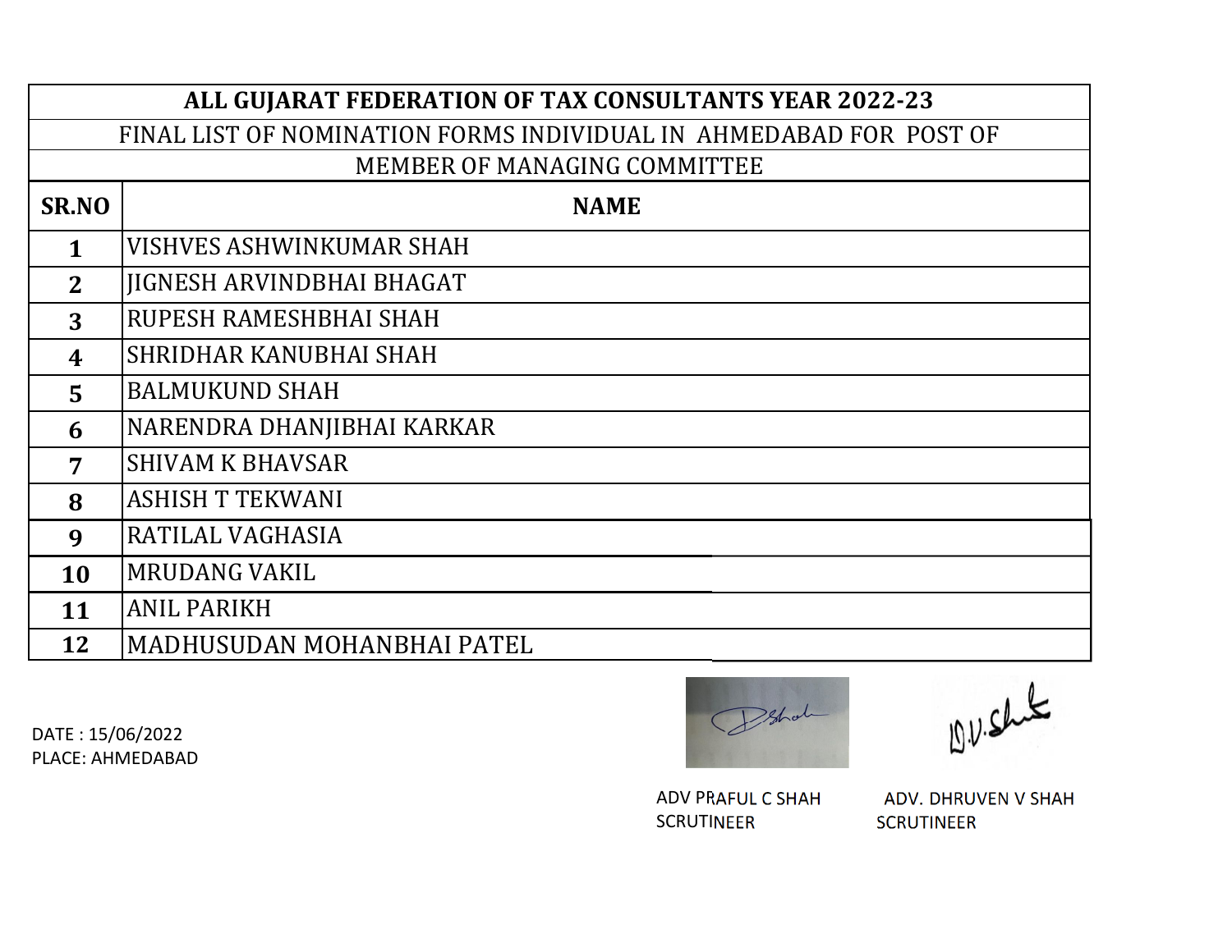| ALL GUJARAT FEDERATION OF TAX CONSULTANTS YEAR 2022-23 | |
|---|---|
| FINAL LIST OF NOMINATION FORMS INDIVIDUAL IN AHMEDABAD FOR POST OF MEMBER OF MANAGING COMMITTEE | |
| **SR.NO** | **NAME** |
| **1** | VISHVES ASHWINKUMAR SHAH |
| **2** | JIGNESH ARVINDBHAI BHAGAT |
| **3** | RUPESH RAMESHBHAI SHAH |
| **4** | SHRIDHAR KANUBHAI SHAH |
| **5** | BALMUKUND SHAH |
| **6** | NARENDRA DHANJIBHAI KARKAR |
| **7** | SHIVAM K BHAVSAR |
| **8** | ASHISH T TEKWANI |
| **9** | RATILAL VAGHASIA |
| **10** | MRUDANG VAKIL |
| **11** | ANIL PARIKH |
| **12** | MADHUSUDAN MOHANBHAI PATEL |

DATE : 15/06/2022
PLACE: AHMEDABAD

ADV PRAFUL C SHAH
SCRUTINEER

ADV. DHRUVEN V SHAH
SCRUTINEER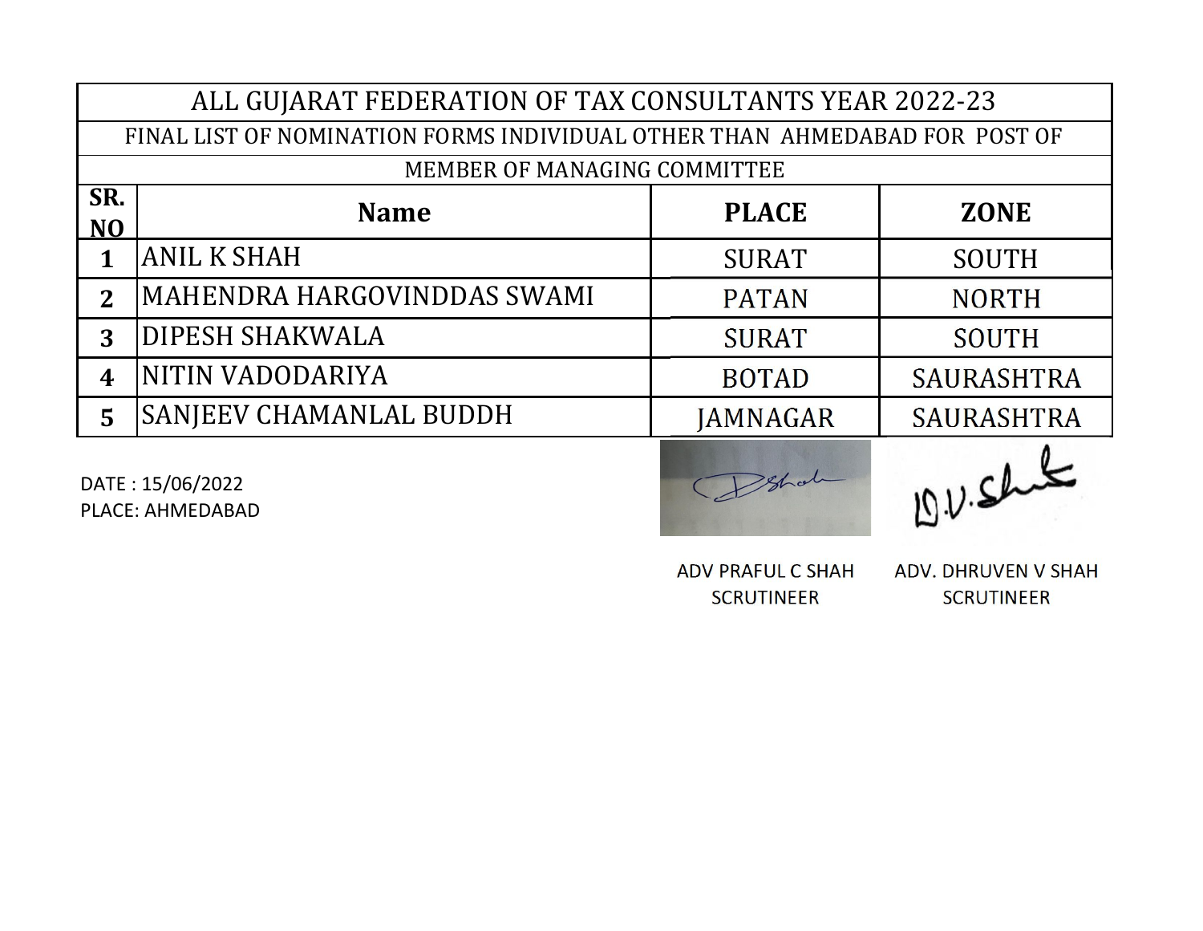# ALL GUJARAT FEDERATION OF TAX CONSULTANTS YEAR 2022-23

## FINAL LIST OF NOMINATION FORMS INDIVIDUAL OTHER THAN AHMEDABAD FOR POST OF MEMBER OF MANAGING COMMITTEE

| SR. NO | Name | PLACE | ZONE |
|---|---|---|---|
| 1 | ANIL K SHAH | SURAT | SOUTH |
| 2 | MAHENDRA HARGOVINDDAS SWAMI | PATAN | NORTH |
| 3 | DIPESH SHAKWALA | SURAT | SOUTH |
| 4 | NITIN VADODARIYA | BOTAD | SAURASHTRA |
| 5 | SANJEEV CHAMANLAL BUDDH | JAMNAGAR | SAURASHTRA |

DATE : 15/06/2022
PLACE: AHMEDABAD

ADV PRAFUL C SHAH
SCRUTINEER

ADV. DHRUVEN V SHAH
SCRUTINEER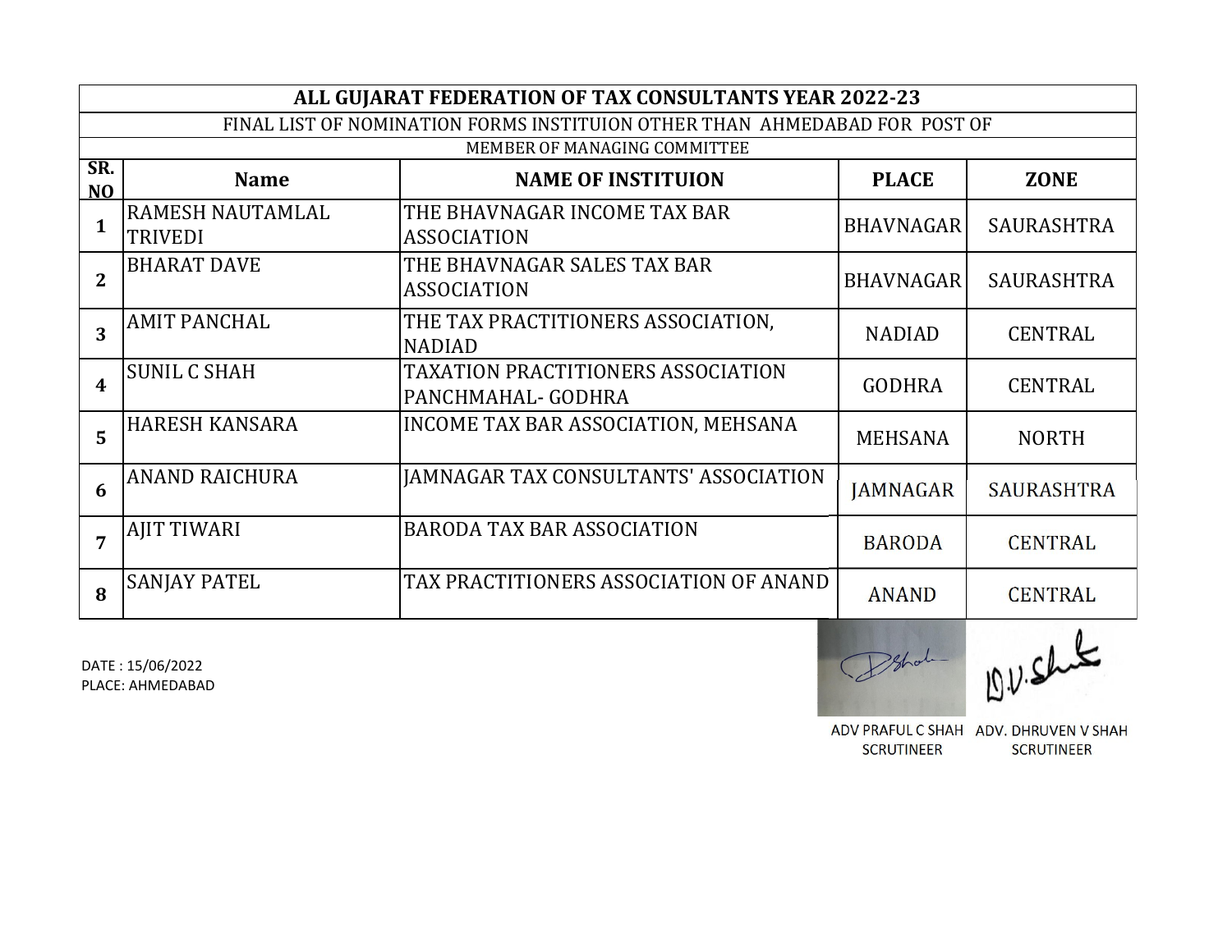| ALL GUJARAT FEDERATION OF TAX CONSULTANTS YEAR 2022-23 | | | | |
|---|---|---|---|---|
| FINAL LIST OF NOMINATION FORMS INSTITUION OTHER THAN AHMEDABAD FOR POST OF | | | | |
| MEMBER OF MANAGING COMMITTEE | | | | |
| **SR. NO** | **Name** | **NAME OF INSTITUION** | **PLACE** | **ZONE** |
| **1** | RAMESH NAUTAMLAL TRIVEDI | THE BHAVNAGAR INCOME TAX BAR ASSOCIATION | BHAVNAGAR | SAURASHTRA |
| **2** | BHARAT DAVE | THE BHAVNAGAR SALES TAX BAR ASSOCIATION | BHAVNAGAR | SAURASHTRA |
| **3** | AMIT PANCHAL | THE TAX PRACTITIONERS ASSOCIATION, NADIAD | NADIAD | CENTRAL |
| **4** | SUNIL C SHAH | TAXATION PRACTITIONERS ASSOCIATION PANCHMAHAL- GODHRA | GODHRA | CENTRAL |
| **5** | HARESH KANSARA | INCOME TAX BAR ASSOCIATION, MEHSANA | MEHSANA | NORTH |
| **6** | ANAND RAICHURA | JAMNAGAR TAX CONSULTANTS' ASSOCIATION | JAMNAGAR | SAURASHTRA |
| **7** | AJIT TIWARI | BARODA TAX BAR ASSOCIATION | BARODA | CENTRAL |
| **8** | SANJAY PATEL | TAX PRACTITIONERS ASSOCIATION OF ANAND | ANAND | CENTRAL |

DATE : 15/06/2022
PLACE: AHMEDABAD

ADV PRAFUL C SHAH
SCRUTINEER

ADV. DHRUVEN V SHAH
SCRUTINEER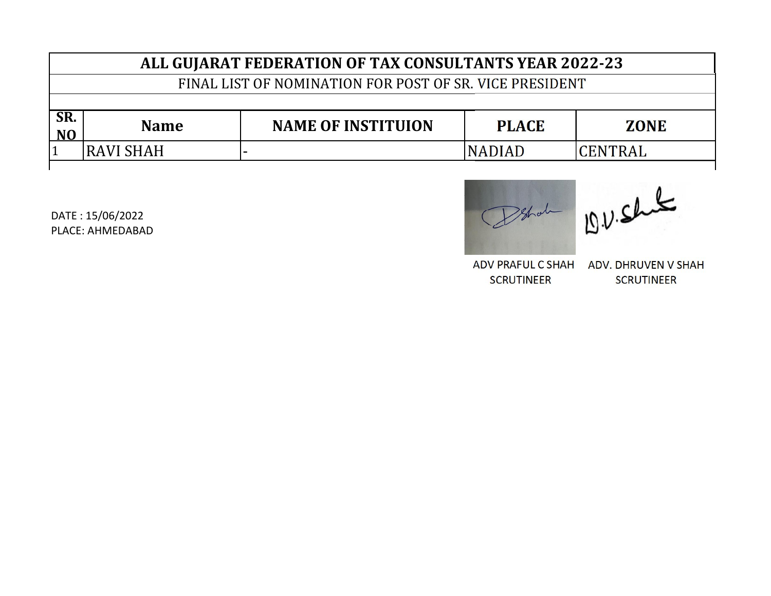# ALL GUJARAT FEDERATION OF TAX CONSULTANTS YEAR 2022-23

## FINAL LIST OF NOMINATION FOR POST OF SR. VICE PRESIDENT

| SR. NO | Name | NAME OF INSTITUION | PLACE | ZONE |
|---|---|---|---|---|
| 1 | RAVI SHAH | - | NADIAD | CENTRAL |

DATE : 15/06/2022
PLACE: AHMEDABAD

ADV PRAFUL C SHAH
SCRUTINEER

ADV. DHRUVEN V SHAH
SCRUTINEER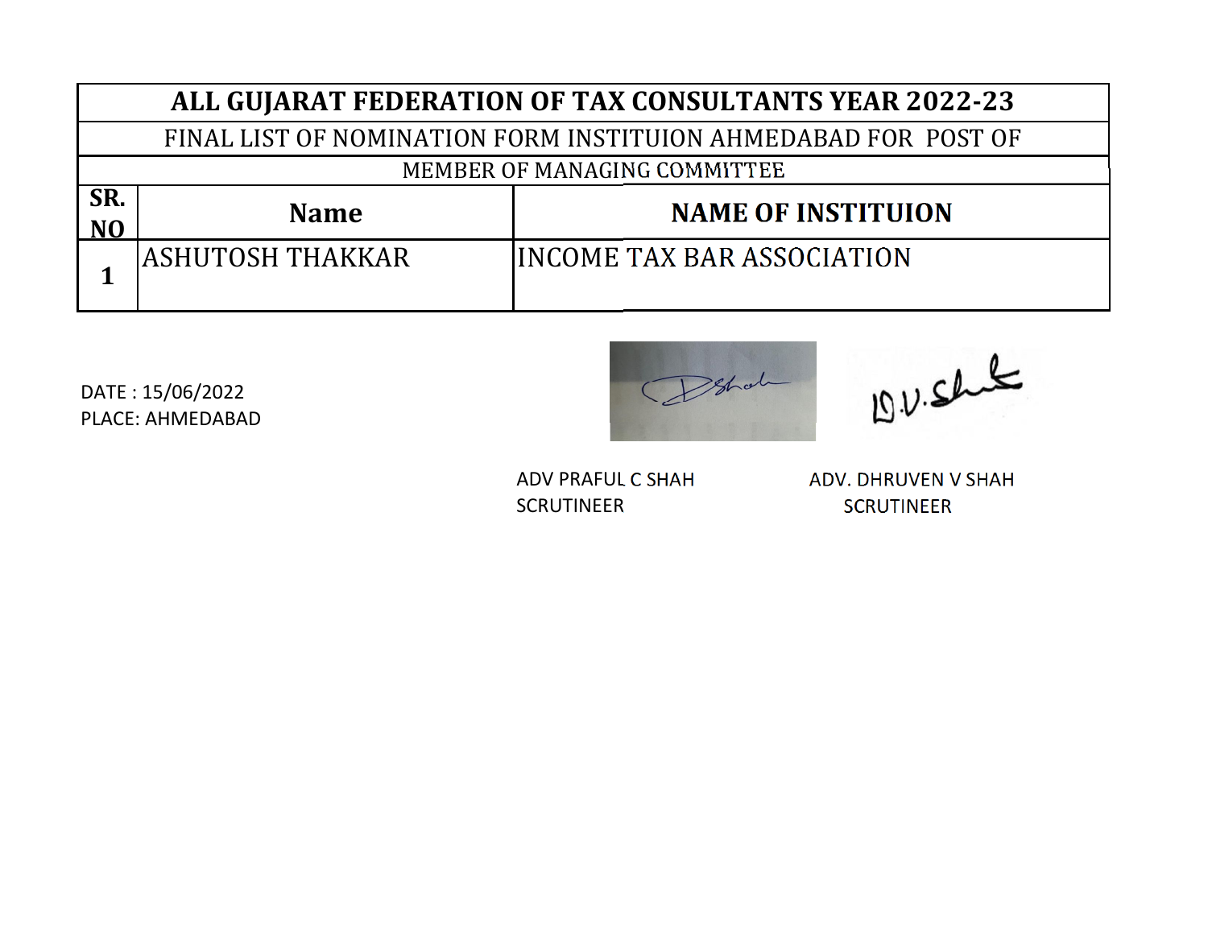| ALL GUJARAT FEDERATION OF TAX CONSULTANTS YEAR 2022-23 | | |
|---|---|---|
| FINAL LIST OF NOMINATION FORM INSTITUION AHMEDABAD FOR POST OF | | |
| MEMBER OF MANAGING COMMITTEE | | |
| **SR. NO** | **Name** | **NAME OF INSTITUION** |
| **1** | ASHUTOSH THAKKAR | INCOME TAX BAR ASSOCIATION |

DATE : 15/06/2022
PLACE: AHMEDABAD

ADV PRAFUL C SHAH
SCRUTINEER

ADV. DHRUVEN V SHAH
SCRUTINEER